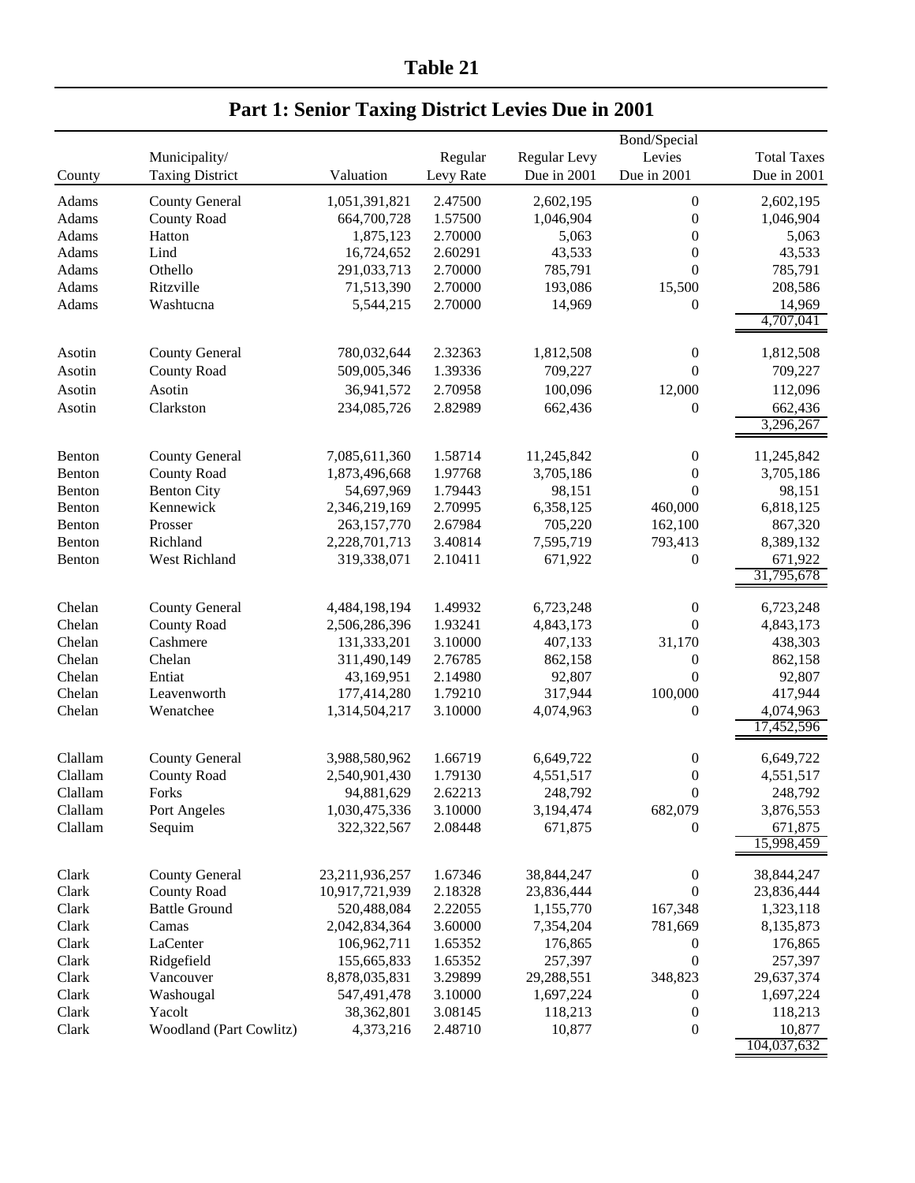# Table 21

## Part 1: Senior Taxing District Levies Due in 2001

| County | Municipality/ Taxing District | Valuation | Regular Levy Rate | Regular Levy Due in 2001 | Bond/Special Levies Due in 2001 | Total Taxes Due in 2001 |
|---|---|---|---|---|---|---|
| Adams | County General | 1,051,391,821 | 2.47500 | 2,602,195 | 0 | 2,602,195 |
| Adams | County Road | 664,700,728 | 1.57500 | 1,046,904 | 0 | 1,046,904 |
| Adams | Hatton | 1,875,123 | 2.70000 | 5,063 | 0 | 5,063 |
| Adams | Lind | 16,724,652 | 2.60291 | 43,533 | 0 | 43,533 |
| Adams | Othello | 291,033,713 | 2.70000 | 785,791 | 0 | 785,791 |
| Adams | Ritzville | 71,513,390 | 2.70000 | 193,086 | 15,500 | 208,586 |
| Adams | Washtucna | 5,544,215 | 2.70000 | 14,969 | 0 | 14,969 |
| | | | | | | 4,707,041 |
| Asotin | County General | 780,032,644 | 2.32363 | 1,812,508 | 0 | 1,812,508 |
| Asotin | County Road | 509,005,346 | 1.39336 | 709,227 | 0 | 709,227 |
| Asotin | Asotin | 36,941,572 | 2.70958 | 100,096 | 12,000 | 112,096 |
| Asotin | Clarkston | 234,085,726 | 2.82989 | 662,436 | 0 | 662,436 |
| | | | | | | 3,296,267 |
| Benton | County General | 7,085,611,360 | 1.58714 | 11,245,842 | 0 | 11,245,842 |
| Benton | County Road | 1,873,496,668 | 1.97768 | 3,705,186 | 0 | 3,705,186 |
| Benton | Benton City | 54,697,969 | 1.79443 | 98,151 | 0 | 98,151 |
| Benton | Kennewick | 2,346,219,169 | 2.70995 | 6,358,125 | 460,000 | 6,818,125 |
| Benton | Prosser | 263,157,770 | 2.67984 | 705,220 | 162,100 | 867,320 |
| Benton | Richland | 2,228,701,713 | 3.40814 | 7,595,719 | 793,413 | 8,389,132 |
| Benton | West Richland | 319,338,071 | 2.10411 | 671,922 | 0 | 671,922 |
| | | | | | | 31,795,678 |
| Chelan | County General | 4,484,198,194 | 1.49932 | 6,723,248 | 0 | 6,723,248 |
| Chelan | County Road | 2,506,286,396 | 1.93241 | 4,843,173 | 0 | 4,843,173 |
| Chelan | Cashmere | 131,333,201 | 3.10000 | 407,133 | 31,170 | 438,303 |
| Chelan | Chelan | 311,490,149 | 2.76785 | 862,158 | 0 | 862,158 |
| Chelan | Entiat | 43,169,951 | 2.14980 | 92,807 | 0 | 92,807 |
| Chelan | Leavenworth | 177,414,280 | 1.79210 | 317,944 | 100,000 | 417,944 |
| Chelan | Wenatchee | 1,314,504,217 | 3.10000 | 4,074,963 | 0 | 4,074,963 |
| | | | | | | 17,452,596 |
| Clallam | County General | 3,988,580,962 | 1.66719 | 6,649,722 | 0 | 6,649,722 |
| Clallam | County Road | 2,540,901,430 | 1.79130 | 4,551,517 | 0 | 4,551,517 |
| Clallam | Forks | 94,881,629 | 2.62213 | 248,792 | 0 | 248,792 |
| Clallam | Port Angeles | 1,030,475,336 | 3.10000 | 3,194,474 | 682,079 | 3,876,553 |
| Clallam | Sequim | 322,322,567 | 2.08448 | 671,875 | 0 | 671,875 |
| | | | | | | 15,998,459 |
| Clark | County General | 23,211,936,257 | 1.67346 | 38,844,247 | 0 | 38,844,247 |
| Clark | County Road | 10,917,721,939 | 2.18328 | 23,836,444 | 0 | 23,836,444 |
| Clark | Battle Ground | 520,488,084 | 2.22055 | 1,155,770 | 167,348 | 1,323,118 |
| Clark | Camas | 2,042,834,364 | 3.60000 | 7,354,204 | 781,669 | 8,135,873 |
| Clark | LaCenter | 106,962,711 | 1.65352 | 176,865 | 0 | 176,865 |
| Clark | Ridgefield | 155,665,833 | 1.65352 | 257,397 | 0 | 257,397 |
| Clark | Vancouver | 8,878,035,831 | 3.29899 | 29,288,551 | 348,823 | 29,637,374 |
| Clark | Washougal | 547,491,478 | 3.10000 | 1,697,224 | 0 | 1,697,224 |
| Clark | Yacolt | 38,362,801 | 3.08145 | 118,213 | 0 | 118,213 |
| Clark | Woodland (Part Cowlitz) | 4,373,216 | 2.48710 | 10,877 | 0 | 10,877 |
| | | | | | | 104,037,632 |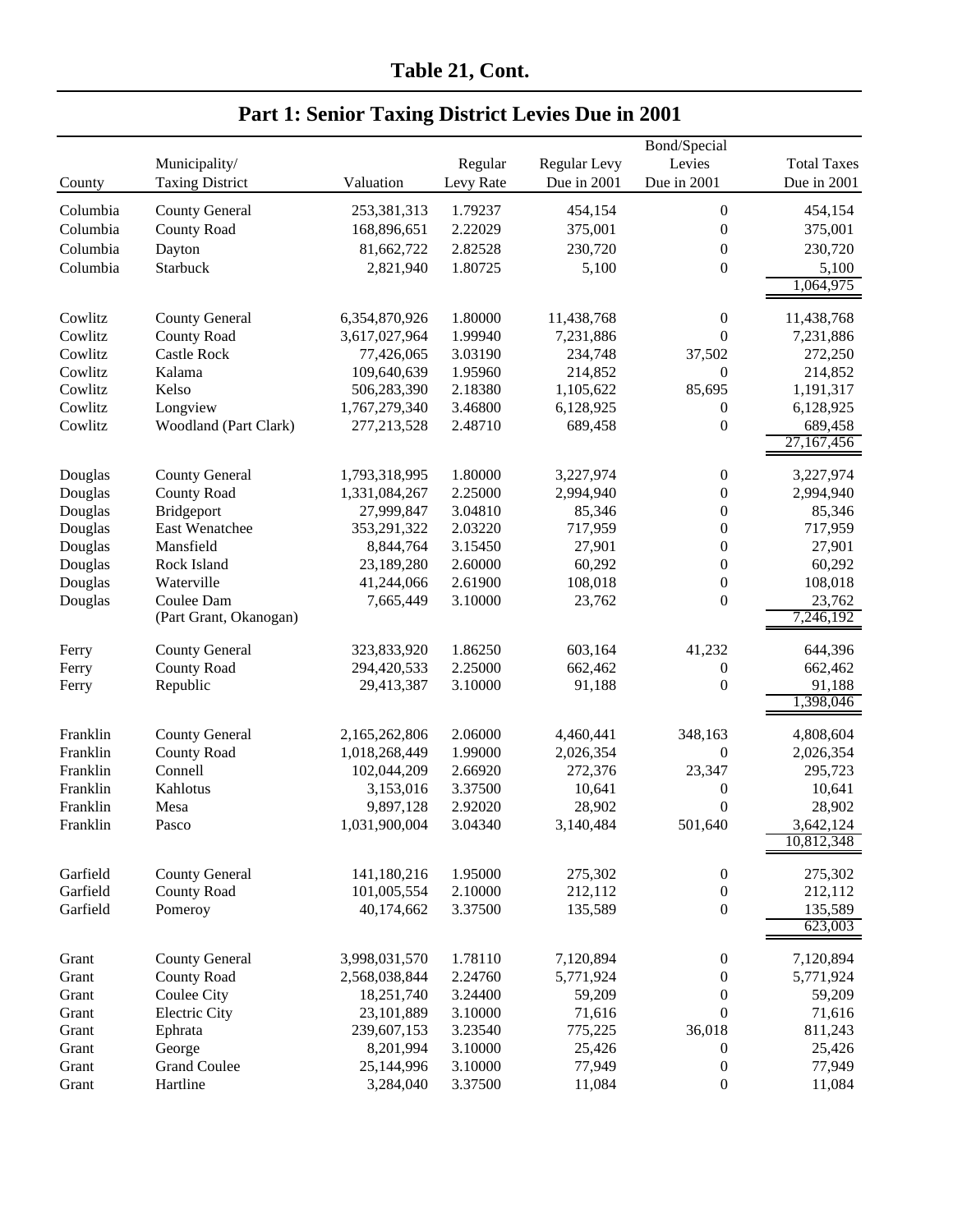# Table 21, Cont.

## Part 1: Senior Taxing District Levies Due in 2001

| County | Municipality/ Taxing District | Valuation | Regular Levy Rate | Regular Levy Due in 2001 | Bond/Special Levies Due in 2001 | Total Taxes Due in 2001 |
|---|---|---|---|---|---|---|
| Columbia | County General | 253,381,313 | 1.79237 | 454,154 | 0 | 454,154 |
| Columbia | County Road | 168,896,651 | 2.22029 | 375,001 | 0 | 375,001 |
| Columbia | Dayton | 81,662,722 | 2.82528 | 230,720 | 0 | 230,720 |
| Columbia | Starbuck | 2,821,940 | 1.80725 | 5,100 | 0 | 5,100 |
| | | | | | | 1,064,975 |
| Cowlitz | County General | 6,354,870,926 | 1.80000 | 11,438,768 | 0 | 11,438,768 |
| Cowlitz | County Road | 3,617,027,964 | 1.99940 | 7,231,886 | 0 | 7,231,886 |
| Cowlitz | Castle Rock | 77,426,065 | 3.03190 | 234,748 | 37,502 | 272,250 |
| Cowlitz | Kalama | 109,640,639 | 1.95960 | 214,852 | 0 | 214,852 |
| Cowlitz | Kelso | 506,283,390 | 2.18380 | 1,105,622 | 85,695 | 1,191,317 |
| Cowlitz | Longview | 1,767,279,340 | 3.46800 | 6,128,925 | 0 | 6,128,925 |
| Cowlitz | Woodland (Part Clark) | 277,213,528 | 2.48710 | 689,458 | 0 | 689,458 |
| | | | | | | 27,167,456 |
| Douglas | County General | 1,793,318,995 | 1.80000 | 3,227,974 | 0 | 3,227,974 |
| Douglas | County Road | 1,331,084,267 | 2.25000 | 2,994,940 | 0 | 2,994,940 |
| Douglas | Bridgeport | 27,999,847 | 3.04810 | 85,346 | 0 | 85,346 |
| Douglas | East Wenatchee | 353,291,322 | 2.03220 | 717,959 | 0 | 717,959 |
| Douglas | Mansfield | 8,844,764 | 3.15450 | 27,901 | 0 | 27,901 |
| Douglas | Rock Island | 23,189,280 | 2.60000 | 60,292 | 0 | 60,292 |
| Douglas | Waterville | 41,244,066 | 2.61900 | 108,018 | 0 | 108,018 |
| Douglas | Coulee Dam (Part Grant, Okanogan) | 7,665,449 | 3.10000 | 23,762 | 0 | 23,762 |
| | | | | | | 7,246,192 |
| Ferry | County General | 323,833,920 | 1.86250 | 603,164 | 41,232 | 644,396 |
| Ferry | County Road | 294,420,533 | 2.25000 | 662,462 | 0 | 662,462 |
| Ferry | Republic | 29,413,387 | 3.10000 | 91,188 | 0 | 91,188 |
| | | | | | | 1,398,046 |
| Franklin | County General | 2,165,262,806 | 2.06000 | 4,460,441 | 348,163 | 4,808,604 |
| Franklin | County Road | 1,018,268,449 | 1.99000 | 2,026,354 | 0 | 2,026,354 |
| Franklin | Connell | 102,044,209 | 2.66920 | 272,376 | 23,347 | 295,723 |
| Franklin | Kahlotus | 3,153,016 | 3.37500 | 10,641 | 0 | 10,641 |
| Franklin | Mesa | 9,897,128 | 2.92020 | 28,902 | 0 | 28,902 |
| Franklin | Pasco | 1,031,900,004 | 3.04340 | 3,140,484 | 501,640 | 3,642,124 |
| | | | | | | 10,812,348 |
| Garfield | County General | 141,180,216 | 1.95000 | 275,302 | 0 | 275,302 |
| Garfield | County Road | 101,005,554 | 2.10000 | 212,112 | 0 | 212,112 |
| Garfield | Pomeroy | 40,174,662 | 3.37500 | 135,589 | 0 | 135,589 |
| | | | | | | 623,003 |
| Grant | County General | 3,998,031,570 | 1.78110 | 7,120,894 | 0 | 7,120,894 |
| Grant | County Road | 2,568,038,844 | 2.24760 | 5,771,924 | 0 | 5,771,924 |
| Grant | Coulee City | 18,251,740 | 3.24400 | 59,209 | 0 | 59,209 |
| Grant | Electric City | 23,101,889 | 3.10000 | 71,616 | 0 | 71,616 |
| Grant | Ephrata | 239,607,153 | 3.23540 | 775,225 | 36,018 | 811,243 |
| Grant | George | 8,201,994 | 3.10000 | 25,426 | 0 | 25,426 |
| Grant | Grand Coulee | 25,144,996 | 3.10000 | 77,949 | 0 | 77,949 |
| Grant | Hartline | 3,284,040 | 3.37500 | 11,084 | 0 | 11,084 |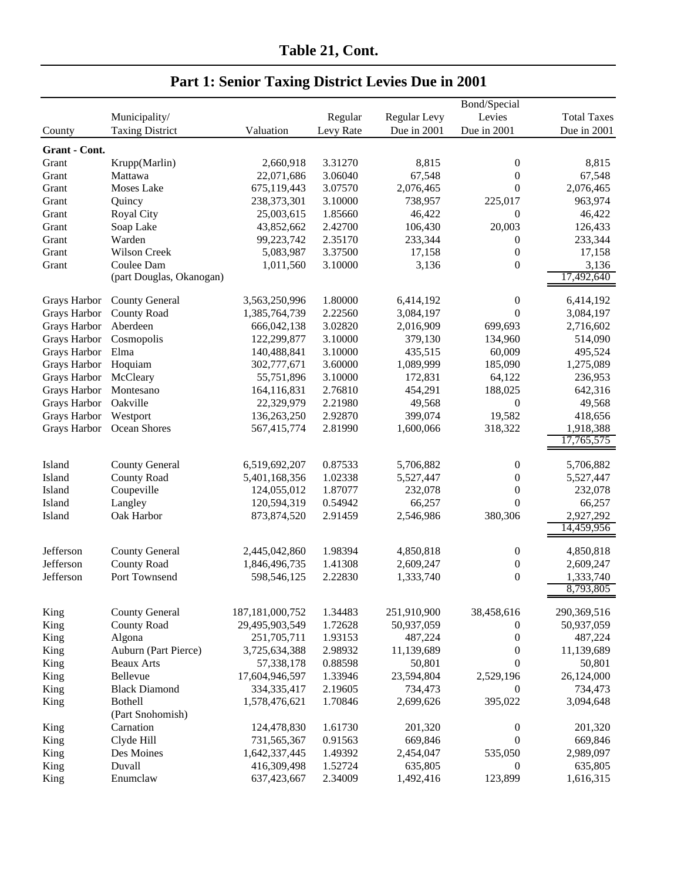## Table 21, Cont.

## Part 1: Senior Taxing District Levies Due in 2001

| County | Municipality/ Taxing District | Valuation | Regular Levy Rate | Regular Levy Due in 2001 | Bond/Special Levies Due in 2001 | Total Taxes Due in 2001 |
|---|---|---|---|---|---|---|
| **Grant - Cont.** | | | | | | |
| Grant | Krupp(Marlin) | 2,660,918 | 3.31270 | 8,815 | 0 | 8,815 |
| Grant | Mattawa | 22,071,686 | 3.06040 | 67,548 | 0 | 67,548 |
| Grant | Moses Lake | 675,119,443 | 3.07570 | 2,076,465 | 0 | 2,076,465 |
| Grant | Quincy | 238,373,301 | 3.10000 | 738,957 | 225,017 | 963,974 |
| Grant | Royal City | 25,003,615 | 1.85660 | 46,422 | 0 | 46,422 |
| Grant | Soap Lake | 43,852,662 | 2.42700 | 106,430 | 20,003 | 126,433 |
| Grant | Warden | 99,223,742 | 2.35170 | 233,344 | 0 | 233,344 |
| Grant | Wilson Creek | 5,083,987 | 3.37500 | 17,158 | 0 | 17,158 |
| Grant | Coulee Dam (part Douglas, Okanogan) | 1,011,560 | 3.10000 | 3,136 | 0 | 3,136 |
| | | | | | | 17,492,640 |
| Grays Harbor | County General | 3,563,250,996 | 1.80000 | 6,414,192 | 0 | 6,414,192 |
| Grays Harbor | County Road | 1,385,764,739 | 2.22560 | 3,084,197 | 0 | 3,084,197 |
| Grays Harbor | Aberdeen | 666,042,138 | 3.02820 | 2,016,909 | 699,693 | 2,716,602 |
| Grays Harbor | Cosmopolis | 122,299,877 | 3.10000 | 379,130 | 134,960 | 514,090 |
| Grays Harbor | Elma | 140,488,841 | 3.10000 | 435,515 | 60,009 | 495,524 |
| Grays Harbor | Hoquiam | 302,777,671 | 3.60000 | 1,089,999 | 185,090 | 1,275,089 |
| Grays Harbor | McCleary | 55,751,896 | 3.10000 | 172,831 | 64,122 | 236,953 |
| Grays Harbor | Montesano | 164,116,831 | 2.76810 | 454,291 | 188,025 | 642,316 |
| Grays Harbor | Oakville | 22,329,979 | 2.21980 | 49,568 | 0 | 49,568 |
| Grays Harbor | Westport | 136,263,250 | 2.92870 | 399,074 | 19,582 | 418,656 |
| Grays Harbor | Ocean Shores | 567,415,774 | 2.81990 | 1,600,066 | 318,322 | 1,918,388 |
| | | | | | | 17,765,575 |
| Island | County General | 6,519,692,207 | 0.87533 | 5,706,882 | 0 | 5,706,882 |
| Island | County Road | 5,401,168,356 | 1.02338 | 5,527,447 | 0 | 5,527,447 |
| Island | Coupeville | 124,055,012 | 1.87077 | 232,078 | 0 | 232,078 |
| Island | Langley | 120,594,319 | 0.54942 | 66,257 | 0 | 66,257 |
| Island | Oak Harbor | 873,874,520 | 2.91459 | 2,546,986 | 380,306 | 2,927,292 |
| | | | | | | 14,459,956 |
| Jefferson | County General | 2,445,042,860 | 1.98394 | 4,850,818 | 0 | 4,850,818 |
| Jefferson | County Road | 1,846,496,735 | 1.41308 | 2,609,247 | 0 | 2,609,247 |
| Jefferson | Port Townsend | 598,546,125 | 2.22830 | 1,333,740 | 0 | 1,333,740 |
| | | | | | | 8,793,805 |
| King | County General | 187,181,000,752 | 1.34483 | 251,910,900 | 38,458,616 | 290,369,516 |
| King | County Road | 29,495,903,549 | 1.72628 | 50,937,059 | 0 | 50,937,059 |
| King | Algona | 251,705,711 | 1.93153 | 487,224 | 0 | 487,224 |
| King | Auburn (Part Pierce) | 3,725,634,388 | 2.98932 | 11,139,689 | 0 | 11,139,689 |
| King | Beaux Arts | 57,338,178 | 0.88598 | 50,801 | 0 | 50,801 |
| King | Bellevue | 17,604,946,597 | 1.33946 | 23,594,804 | 2,529,196 | 26,124,000 |
| King | Black Diamond | 334,335,417 | 2.19605 | 734,473 | 0 | 734,473 |
| King | Bothell (Part Snohomish) | 1,578,476,621 | 1.70846 | 2,699,626 | 395,022 | 3,094,648 |
| King | Carnation | 124,478,830 | 1.61730 | 201,320 | 0 | 201,320 |
| King | Clyde Hill | 731,565,367 | 0.91563 | 669,846 | 0 | 669,846 |
| King | Des Moines | 1,642,337,445 | 1.49392 | 2,454,047 | 535,050 | 2,989,097 |
| King | Duvall | 416,309,498 | 1.52724 | 635,805 | 0 | 635,805 |
| King | Enumclaw | 637,423,667 | 2.34009 | 1,492,416 | 123,899 | 1,616,315 |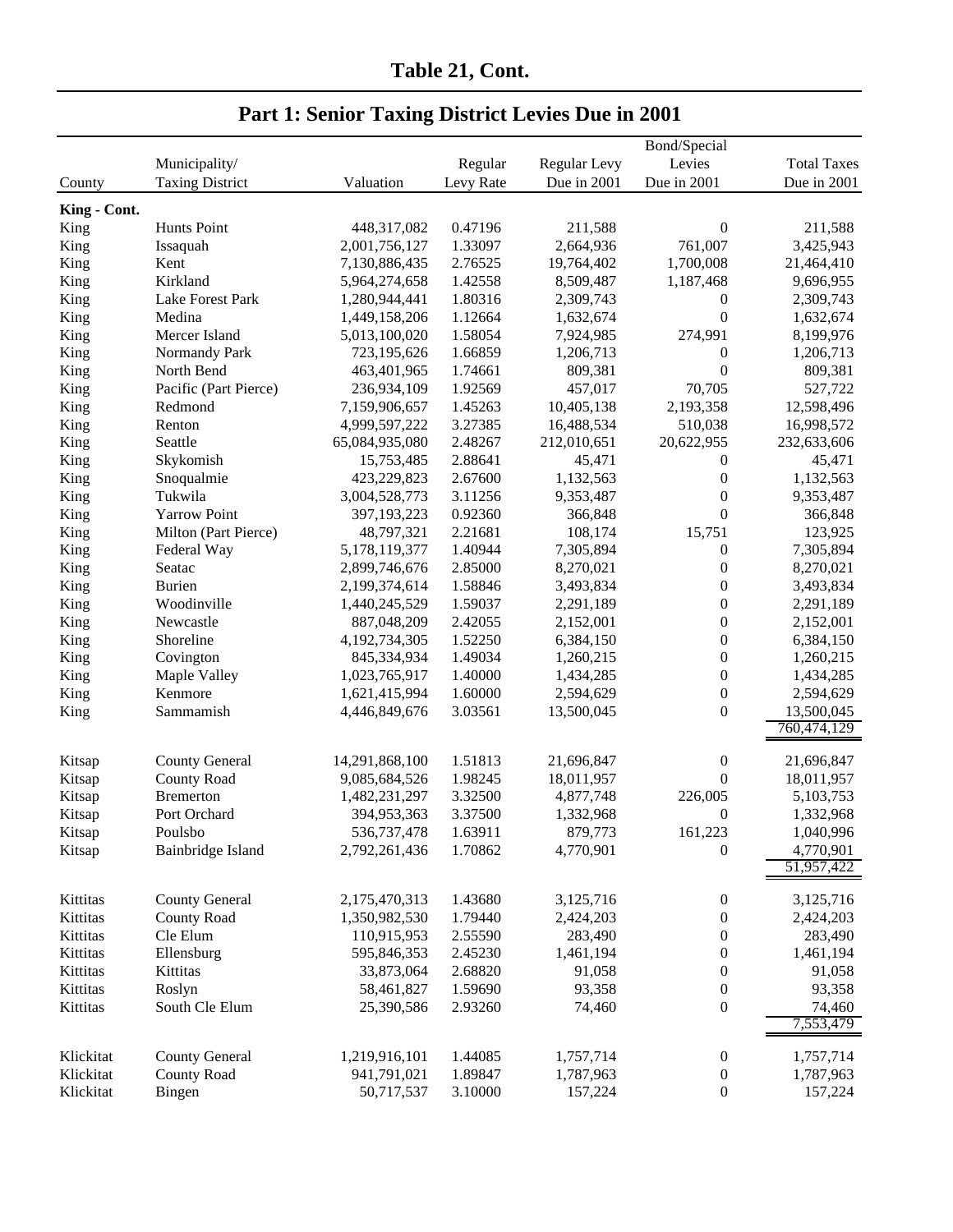# Table 21, Cont.

## Part 1: Senior Taxing District Levies Due in 2001

| County | Municipality/ Taxing District | Valuation | Regular Levy Rate | Regular Levy Due in 2001 | Bond/Special Levies Due in 2001 | Total Taxes Due in 2001 |
|---|---|---|---|---|---|---|
| **King - Cont.** | | | | | | |
| King | Hunts Point | 448,317,082 | 0.47196 | 211,588 | 0 | 211,588 |
| King | Issaquah | 2,001,756,127 | 1.33097 | 2,664,936 | 761,007 | 3,425,943 |
| King | Kent | 7,130,886,435 | 2.76525 | 19,764,402 | 1,700,008 | 21,464,410 |
| King | Kirkland | 5,964,274,658 | 1.42558 | 8,509,487 | 1,187,468 | 9,696,955 |
| King | Lake Forest Park | 1,280,944,441 | 1.80316 | 2,309,743 | 0 | 2,309,743 |
| King | Medina | 1,449,158,206 | 1.12664 | 1,632,674 | 0 | 1,632,674 |
| King | Mercer Island | 5,013,100,020 | 1.58054 | 7,924,985 | 274,991 | 8,199,976 |
| King | Normandy Park | 723,195,626 | 1.66859 | 1,206,713 | 0 | 1,206,713 |
| King | North Bend | 463,401,965 | 1.74661 | 809,381 | 0 | 809,381 |
| King | Pacific (Part Pierce) | 236,934,109 | 1.92569 | 457,017 | 70,705 | 527,722 |
| King | Redmond | 7,159,906,657 | 1.45263 | 10,405,138 | 2,193,358 | 12,598,496 |
| King | Renton | 4,999,597,222 | 3.27385 | 16,488,534 | 510,038 | 16,998,572 |
| King | Seattle | 65,084,935,080 | 2.48267 | 212,010,651 | 20,622,955 | 232,633,606 |
| King | Skykomish | 15,753,485 | 2.88641 | 45,471 | 0 | 45,471 |
| King | Snoqualmie | 423,229,823 | 2.67600 | 1,132,563 | 0 | 1,132,563 |
| King | Tukwila | 3,004,528,773 | 3.11256 | 9,353,487 | 0 | 9,353,487 |
| King | Yarrow Point | 397,193,223 | 0.92360 | 366,848 | 0 | 366,848 |
| King | Milton (Part Pierce) | 48,797,321 | 2.21681 | 108,174 | 15,751 | 123,925 |
| King | Federal Way | 5,178,119,377 | 1.40944 | 7,305,894 | 0 | 7,305,894 |
| King | Seatac | 2,899,746,676 | 2.85000 | 8,270,021 | 0 | 8,270,021 |
| King | Burien | 2,199,374,614 | 1.58846 | 3,493,834 | 0 | 3,493,834 |
| King | Woodinville | 1,440,245,529 | 1.59037 | 2,291,189 | 0 | 2,291,189 |
| King | Newcastle | 887,048,209 | 2.42055 | 2,152,001 | 0 | 2,152,001 |
| King | Shoreline | 4,192,734,305 | 1.52250 | 6,384,150 | 0 | 6,384,150 |
| King | Covington | 845,334,934 | 1.49034 | 1,260,215 | 0 | 1,260,215 |
| King | Maple Valley | 1,023,765,917 | 1.40000 | 1,434,285 | 0 | 1,434,285 |
| King | Kenmore | 1,621,415,994 | 1.60000 | 2,594,629 | 0 | 2,594,629 |
| King | Sammamish | 4,446,849,676 | 3.03561 | 13,500,045 | 0 | 13,500,045 |
| | | | | | | 760,474,129 |
| Kitsap | County General | 14,291,868,100 | 1.51813 | 21,696,847 | 0 | 21,696,847 |
| Kitsap | County Road | 9,085,684,526 | 1.98245 | 18,011,957 | 0 | 18,011,957 |
| Kitsap | Bremerton | 1,482,231,297 | 3.32500 | 4,877,748 | 226,005 | 5,103,753 |
| Kitsap | Port Orchard | 394,953,363 | 3.37500 | 1,332,968 | 0 | 1,332,968 |
| Kitsap | Poulsbo | 536,737,478 | 1.63911 | 879,773 | 161,223 | 1,040,996 |
| Kitsap | Bainbridge Island | 2,792,261,436 | 1.70862 | 4,770,901 | 0 | 4,770,901 |
| | | | | | | 51,957,422 |
| Kittitas | County General | 2,175,470,313 | 1.43680 | 3,125,716 | 0 | 3,125,716 |
| Kittitas | County Road | 1,350,982,530 | 1.79440 | 2,424,203 | 0 | 2,424,203 |
| Kittitas | Cle Elum | 110,915,953 | 2.55590 | 283,490 | 0 | 283,490 |
| Kittitas | Ellensburg | 595,846,353 | 2.45230 | 1,461,194 | 0 | 1,461,194 |
| Kittitas | Kittitas | 33,873,064 | 2.68820 | 91,058 | 0 | 91,058 |
| Kittitas | Roslyn | 58,461,827 | 1.59690 | 93,358 | 0 | 93,358 |
| Kittitas | South Cle Elum | 25,390,586 | 2.93260 | 74,460 | 0 | 74,460 |
| | | | | | | 7,553,479 |
| Klickitat | County General | 1,219,916,101 | 1.44085 | 1,757,714 | 0 | 1,757,714 |
| Klickitat | County Road | 941,791,021 | 1.89847 | 1,787,963 | 0 | 1,787,963 |
| Klickitat | Bingen | 50,717,537 | 3.10000 | 157,224 | 0 | 157,224 |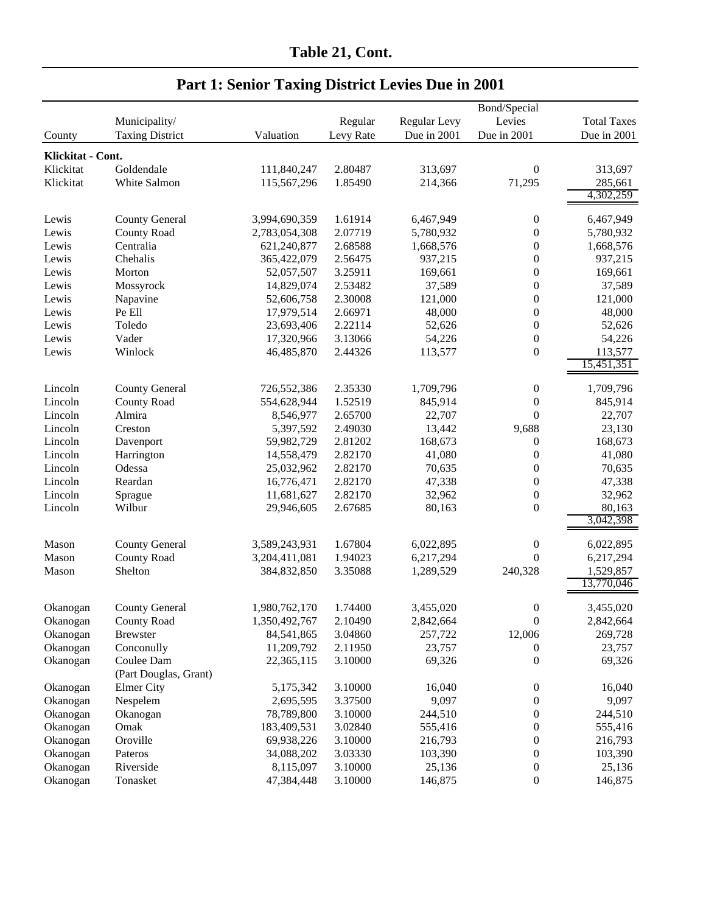# Table 21, Cont.

## Part 1: Senior Taxing District Levies Due in 2001

| County | Municipality/ Taxing District | Valuation | Regular Levy Rate | Regular Levy Due in 2001 | Bond/Special Levies Due in 2001 | Total Taxes Due in 2001 |
|---|---|---|---|---|---|---|
| **Klickitat - Cont.** | | | | | | |
| Klickitat | Goldendale | 111,840,247 | 2.80487 | 313,697 | 0 | 313,697 |
| Klickitat | White Salmon | 115,567,296 | 1.85490 | 214,366 | 71,295 | 285,661 |
| | | | | | | 4,302,259 |
| Lewis | County General | 3,994,690,359 | 1.61914 | 6,467,949 | 0 | 6,467,949 |
| Lewis | County Road | 2,783,054,308 | 2.07719 | 5,780,932 | 0 | 5,780,932 |
| Lewis | Centralia | 621,240,877 | 2.68588 | 1,668,576 | 0 | 1,668,576 |
| Lewis | Chehalis | 365,422,079 | 2.56475 | 937,215 | 0 | 937,215 |
| Lewis | Morton | 52,057,507 | 3.25911 | 169,661 | 0 | 169,661 |
| Lewis | Mossyrock | 14,829,074 | 2.53482 | 37,589 | 0 | 37,589 |
| Lewis | Napavine | 52,606,758 | 2.30008 | 121,000 | 0 | 121,000 |
| Lewis | Pe Ell | 17,979,514 | 2.66971 | 48,000 | 0 | 48,000 |
| Lewis | Toledo | 23,693,406 | 2.22114 | 52,626 | 0 | 52,626 |
| Lewis | Vader | 17,320,966 | 3.13066 | 54,226 | 0 | 54,226 |
| Lewis | Winlock | 46,485,870 | 2.44326 | 113,577 | 0 | 113,577 |
| | | | | | | 15,451,351 |
| Lincoln | County General | 726,552,386 | 2.35330 | 1,709,796 | 0 | 1,709,796 |
| Lincoln | County Road | 554,628,944 | 1.52519 | 845,914 | 0 | 845,914 |
| Lincoln | Almira | 8,546,977 | 2.65700 | 22,707 | 0 | 22,707 |
| Lincoln | Creston | 5,397,592 | 2.49030 | 13,442 | 9,688 | 23,130 |
| Lincoln | Davenport | 59,982,729 | 2.81202 | 168,673 | 0 | 168,673 |
| Lincoln | Harrington | 14,558,479 | 2.82170 | 41,080 | 0 | 41,080 |
| Lincoln | Odessa | 25,032,962 | 2.82170 | 70,635 | 0 | 70,635 |
| Lincoln | Reardan | 16,776,471 | 2.82170 | 47,338 | 0 | 47,338 |
| Lincoln | Sprague | 11,681,627 | 2.82170 | 32,962 | 0 | 32,962 |
| Lincoln | Wilbur | 29,946,605 | 2.67685 | 80,163 | 0 | 80,163 |
| | | | | | | 3,042,398 |
| Mason | County General | 3,589,243,931 | 1.67804 | 6,022,895 | 0 | 6,022,895 |
| Mason | County Road | 3,204,411,081 | 1.94023 | 6,217,294 | 0 | 6,217,294 |
| Mason | Shelton | 384,832,850 | 3.35088 | 1,289,529 | 240,328 | 1,529,857 |
| | | | | | | 13,770,046 |
| Okanogan | County General | 1,980,762,170 | 1.74400 | 3,455,020 | 0 | 3,455,020 |
| Okanogan | County Road | 1,350,492,767 | 2.10490 | 2,842,664 | 0 | 2,842,664 |
| Okanogan | Brewster | 84,541,865 | 3.04860 | 257,722 | 12,006 | 269,728 |
| Okanogan | Conconully | 11,209,792 | 2.11950 | 23,757 | 0 | 23,757 |
| Okanogan | Coulee Dam (Part Douglas, Grant) | 22,365,115 | 3.10000 | 69,326 | 0 | 69,326 |
| Okanogan | Elmer City | 5,175,342 | 3.10000 | 16,040 | 0 | 16,040 |
| Okanogan | Nespelem | 2,695,595 | 3.37500 | 9,097 | 0 | 9,097 |
| Okanogan | Okanogan | 78,789,800 | 3.10000 | 244,510 | 0 | 244,510 |
| Okanogan | Omak | 183,409,531 | 3.02840 | 555,416 | 0 | 555,416 |
| Okanogan | Oroville | 69,938,226 | 3.10000 | 216,793 | 0 | 216,793 |
| Okanogan | Pateros | 34,088,202 | 3.03330 | 103,390 | 0 | 103,390 |
| Okanogan | Riverside | 8,115,097 | 3.10000 | 25,136 | 0 | 25,136 |
| Okanogan | Tonasket | 47,384,448 | 3.10000 | 146,875 | 0 | 146,875 |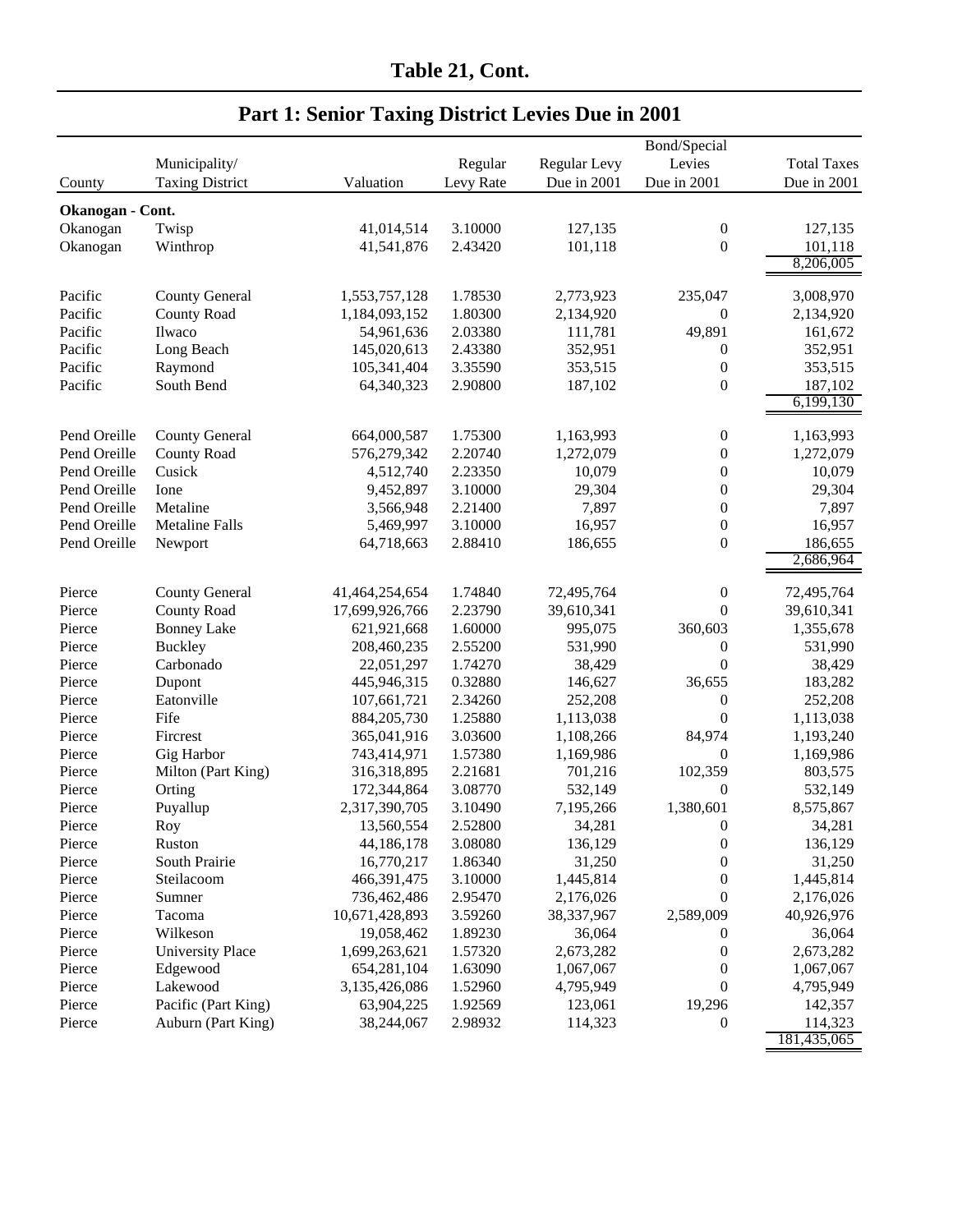# Table 21, Cont.

## Part 1: Senior Taxing District Levies Due in 2001

| County | Municipality/ Taxing District | Valuation | Regular Levy Rate | Regular Levy Due in 2001 | Bond/Special Levies Due in 2001 | Total Taxes Due in 2001 |
|---|---|---|---|---|---|---|
| **Okanogan - Cont.** | | | | | | |
| Okanogan | Twisp | 41,014,514 | 3.10000 | 127,135 | 0 | 127,135 |
| Okanogan | Winthrop | 41,541,876 | 2.43420 | 101,118 | 0 | 101,118 |
| | | | | | | 8,206,005 |
| Pacific | County General | 1,553,757,128 | 1.78530 | 2,773,923 | 235,047 | 3,008,970 |
| Pacific | County Road | 1,184,093,152 | 1.80300 | 2,134,920 | 0 | 2,134,920 |
| Pacific | Ilwaco | 54,961,636 | 2.03380 | 111,781 | 49,891 | 161,672 |
| Pacific | Long Beach | 145,020,613 | 2.43380 | 352,951 | 0 | 352,951 |
| Pacific | Raymond | 105,341,404 | 3.35590 | 353,515 | 0 | 353,515 |
| Pacific | South Bend | 64,340,323 | 2.90800 | 187,102 | 0 | 187,102 |
| | | | | | | 6,199,130 |
| Pend Oreille | County General | 664,000,587 | 1.75300 | 1,163,993 | 0 | 1,163,993 |
| Pend Oreille | County Road | 576,279,342 | 2.20740 | 1,272,079 | 0 | 1,272,079 |
| Pend Oreille | Cusick | 4,512,740 | 2.23350 | 10,079 | 0 | 10,079 |
| Pend Oreille | Ione | 9,452,897 | 3.10000 | 29,304 | 0 | 29,304 |
| Pend Oreille | Metaline | 3,566,948 | 2.21400 | 7,897 | 0 | 7,897 |
| Pend Oreille | Metaline Falls | 5,469,997 | 3.10000 | 16,957 | 0 | 16,957 |
| Pend Oreille | Newport | 64,718,663 | 2.88410 | 186,655 | 0 | 186,655 |
| | | | | | | 2,686,964 |
| Pierce | County General | 41,464,254,654 | 1.74840 | 72,495,764 | 0 | 72,495,764 |
| Pierce | County Road | 17,699,926,766 | 2.23790 | 39,610,341 | 0 | 39,610,341 |
| Pierce | Bonney Lake | 621,921,668 | 1.60000 | 995,075 | 360,603 | 1,355,678 |
| Pierce | Buckley | 208,460,235 | 2.55200 | 531,990 | 0 | 531,990 |
| Pierce | Carbonado | 22,051,297 | 1.74270 | 38,429 | 0 | 38,429 |
| Pierce | Dupont | 445,946,315 | 0.32880 | 146,627 | 36,655 | 183,282 |
| Pierce | Eatonville | 107,661,721 | 2.34260 | 252,208 | 0 | 252,208 |
| Pierce | Fife | 884,205,730 | 1.25880 | 1,113,038 | 0 | 1,113,038 |
| Pierce | Fircrest | 365,041,916 | 3.03600 | 1,108,266 | 84,974 | 1,193,240 |
| Pierce | Gig Harbor | 743,414,971 | 1.57380 | 1,169,986 | 0 | 1,169,986 |
| Pierce | Milton (Part King) | 316,318,895 | 2.21681 | 701,216 | 102,359 | 803,575 |
| Pierce | Orting | 172,344,864 | 3.08770 | 532,149 | 0 | 532,149 |
| Pierce | Puyallup | 2,317,390,705 | 3.10490 | 7,195,266 | 1,380,601 | 8,575,867 |
| Pierce | Roy | 13,560,554 | 2.52800 | 34,281 | 0 | 34,281 |
| Pierce | Ruston | 44,186,178 | 3.08080 | 136,129 | 0 | 136,129 |
| Pierce | South Prairie | 16,770,217 | 1.86340 | 31,250 | 0 | 31,250 |
| Pierce | Steilacoom | 466,391,475 | 3.10000 | 1,445,814 | 0 | 1,445,814 |
| Pierce | Sumner | 736,462,486 | 2.95470 | 2,176,026 | 0 | 2,176,026 |
| Pierce | Tacoma | 10,671,428,893 | 3.59260 | 38,337,967 | 2,589,009 | 40,926,976 |
| Pierce | Wilkeson | 19,058,462 | 1.89230 | 36,064 | 0 | 36,064 |
| Pierce | University Place | 1,699,263,621 | 1.57320 | 2,673,282 | 0 | 2,673,282 |
| Pierce | Edgewood | 654,281,104 | 1.63090 | 1,067,067 | 0 | 1,067,067 |
| Pierce | Lakewood | 3,135,426,086 | 1.52960 | 4,795,949 | 0 | 4,795,949 |
| Pierce | Pacific (Part King) | 63,904,225 | 1.92569 | 123,061 | 19,296 | 142,357 |
| Pierce | Auburn (Part King) | 38,244,067 | 2.98932 | 114,323 | 0 | 114,323 |
| | | | | | | 181,435,065 |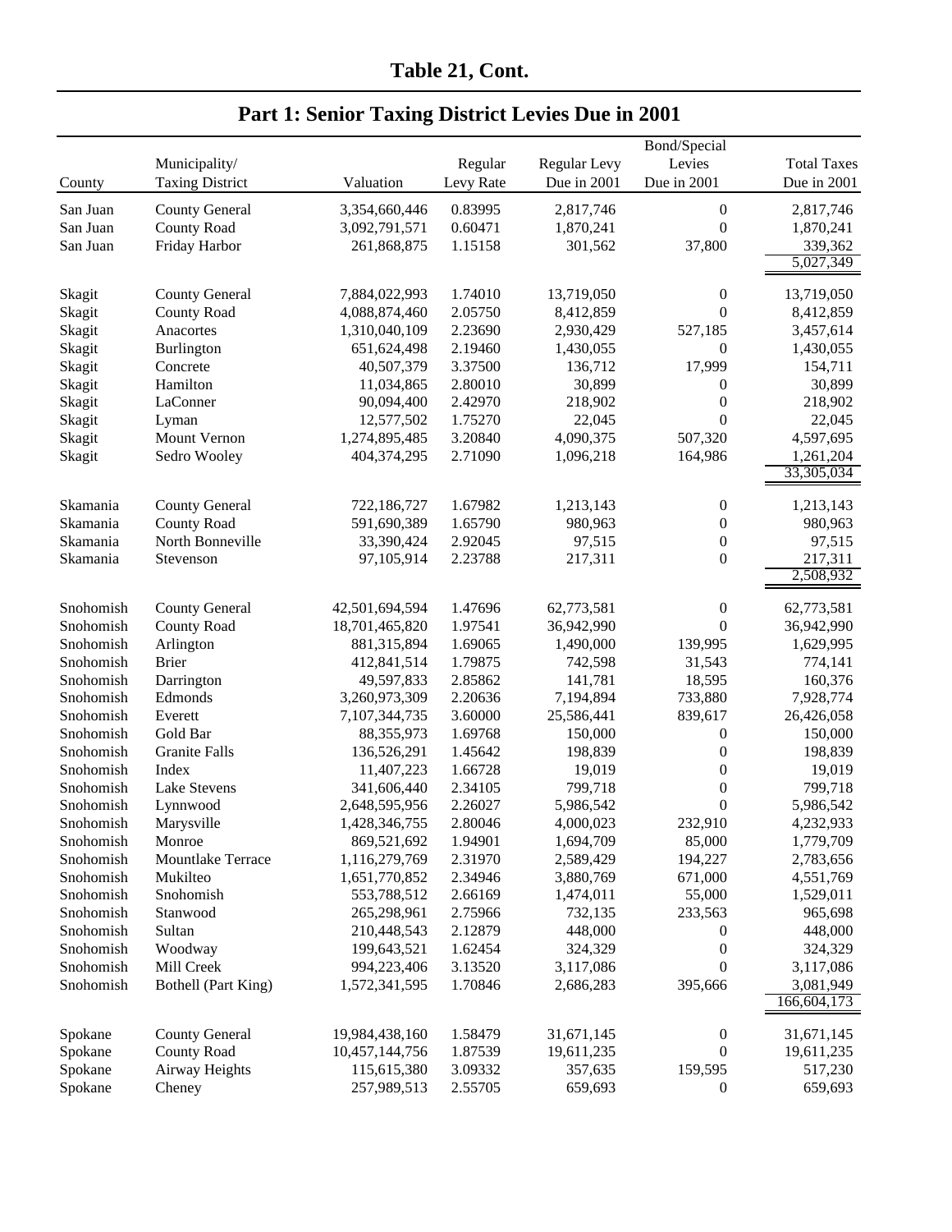## Table 21, Cont.

## Part 1: Senior Taxing District Levies Due in 2001

| County | Municipality/ Taxing District | Valuation | Regular Levy Rate | Regular Levy Due in 2001 | Bond/Special Levies Due in 2001 | Total Taxes Due in 2001 |
|---|---|---|---|---|---|---|
| San Juan | County General | 3,354,660,446 | 0.83995 | 2,817,746 | 0 | 2,817,746 |
| San Juan | County Road | 3,092,791,571 | 0.60471 | 1,870,241 | 0 | 1,870,241 |
| San Juan | Friday Harbor | 261,868,875 | 1.15158 | 301,562 | 37,800 | 339,362 |
| | | | | | | 5,027,349 |
| Skagit | County General | 7,884,022,993 | 1.74010 | 13,719,050 | 0 | 13,719,050 |
| Skagit | County Road | 4,088,874,460 | 2.05750 | 8,412,859 | 0 | 8,412,859 |
| Skagit | Anacortes | 1,310,040,109 | 2.23690 | 2,930,429 | 527,185 | 3,457,614 |
| Skagit | Burlington | 651,624,498 | 2.19460 | 1,430,055 | 0 | 1,430,055 |
| Skagit | Concrete | 40,507,379 | 3.37500 | 136,712 | 17,999 | 154,711 |
| Skagit | Hamilton | 11,034,865 | 2.80010 | 30,899 | 0 | 30,899 |
| Skagit | LaConner | 90,094,400 | 2.42970 | 218,902 | 0 | 218,902 |
| Skagit | Lyman | 12,577,502 | 1.75270 | 22,045 | 0 | 22,045 |
| Skagit | Mount Vernon | 1,274,895,485 | 3.20840 | 4,090,375 | 507,320 | 4,597,695 |
| Skagit | Sedro Wooley | 404,374,295 | 2.71090 | 1,096,218 | 164,986 | 1,261,204 |
| | | | | | | 33,305,034 |
| Skamania | County General | 722,186,727 | 1.67982 | 1,213,143 | 0 | 1,213,143 |
| Skamania | County Road | 591,690,389 | 1.65790 | 980,963 | 0 | 980,963 |
| Skamania | North Bonneville | 33,390,424 | 2.92045 | 97,515 | 0 | 97,515 |
| Skamania | Stevenson | 97,105,914 | 2.23788 | 217,311 | 0 | 217,311 |
| | | | | | | 2,508,932 |
| Snohomish | County General | 42,501,694,594 | 1.47696 | 62,773,581 | 0 | 62,773,581 |
| Snohomish | County Road | 18,701,465,820 | 1.97541 | 36,942,990 | 0 | 36,942,990 |
| Snohomish | Arlington | 881,315,894 | 1.69065 | 1,490,000 | 139,995 | 1,629,995 |
| Snohomish | Brier | 412,841,514 | 1.79875 | 742,598 | 31,543 | 774,141 |
| Snohomish | Darrington | 49,597,833 | 2.85862 | 141,781 | 18,595 | 160,376 |
| Snohomish | Edmonds | 3,260,973,309 | 2.20636 | 7,194,894 | 733,880 | 7,928,774 |
| Snohomish | Everett | 7,107,344,735 | 3.60000 | 25,586,441 | 839,617 | 26,426,058 |
| Snohomish | Gold Bar | 88,355,973 | 1.69768 | 150,000 | 0 | 150,000 |
| Snohomish | Granite Falls | 136,526,291 | 1.45642 | 198,839 | 0 | 198,839 |
| Snohomish | Index | 11,407,223 | 1.66728 | 19,019 | 0 | 19,019 |
| Snohomish | Lake Stevens | 341,606,440 | 2.34105 | 799,718 | 0 | 799,718 |
| Snohomish | Lynnwood | 2,648,595,956 | 2.26027 | 5,986,542 | 0 | 5,986,542 |
| Snohomish | Marysville | 1,428,346,755 | 2.80046 | 4,000,023 | 232,910 | 4,232,933 |
| Snohomish | Monroe | 869,521,692 | 1.94901 | 1,694,709 | 85,000 | 1,779,709 |
| Snohomish | Mountlake Terrace | 1,116,279,769 | 2.31970 | 2,589,429 | 194,227 | 2,783,656 |
| Snohomish | Mukilteo | 1,651,770,852 | 2.34946 | 3,880,769 | 671,000 | 4,551,769 |
| Snohomish | Snohomish | 553,788,512 | 2.66169 | 1,474,011 | 55,000 | 1,529,011 |
| Snohomish | Stanwood | 265,298,961 | 2.75966 | 732,135 | 233,563 | 965,698 |
| Snohomish | Sultan | 210,448,543 | 2.12879 | 448,000 | 0 | 448,000 |
| Snohomish | Woodway | 199,643,521 | 1.62454 | 324,329 | 0 | 324,329 |
| Snohomish | Mill Creek | 994,223,406 | 3.13520 | 3,117,086 | 0 | 3,117,086 |
| Snohomish | Bothell (Part King) | 1,572,341,595 | 1.70846 | 2,686,283 | 395,666 | 3,081,949 |
| | | | | | | 166,604,173 |
| Spokane | County General | 19,984,438,160 | 1.58479 | 31,671,145 | 0 | 31,671,145 |
| Spokane | County Road | 10,457,144,756 | 1.87539 | 19,611,235 | 0 | 19,611,235 |
| Spokane | Airway Heights | 115,615,380 | 3.09332 | 357,635 | 159,595 | 517,230 |
| Spokane | Cheney | 257,989,513 | 2.55705 | 659,693 | 0 | 659,693 |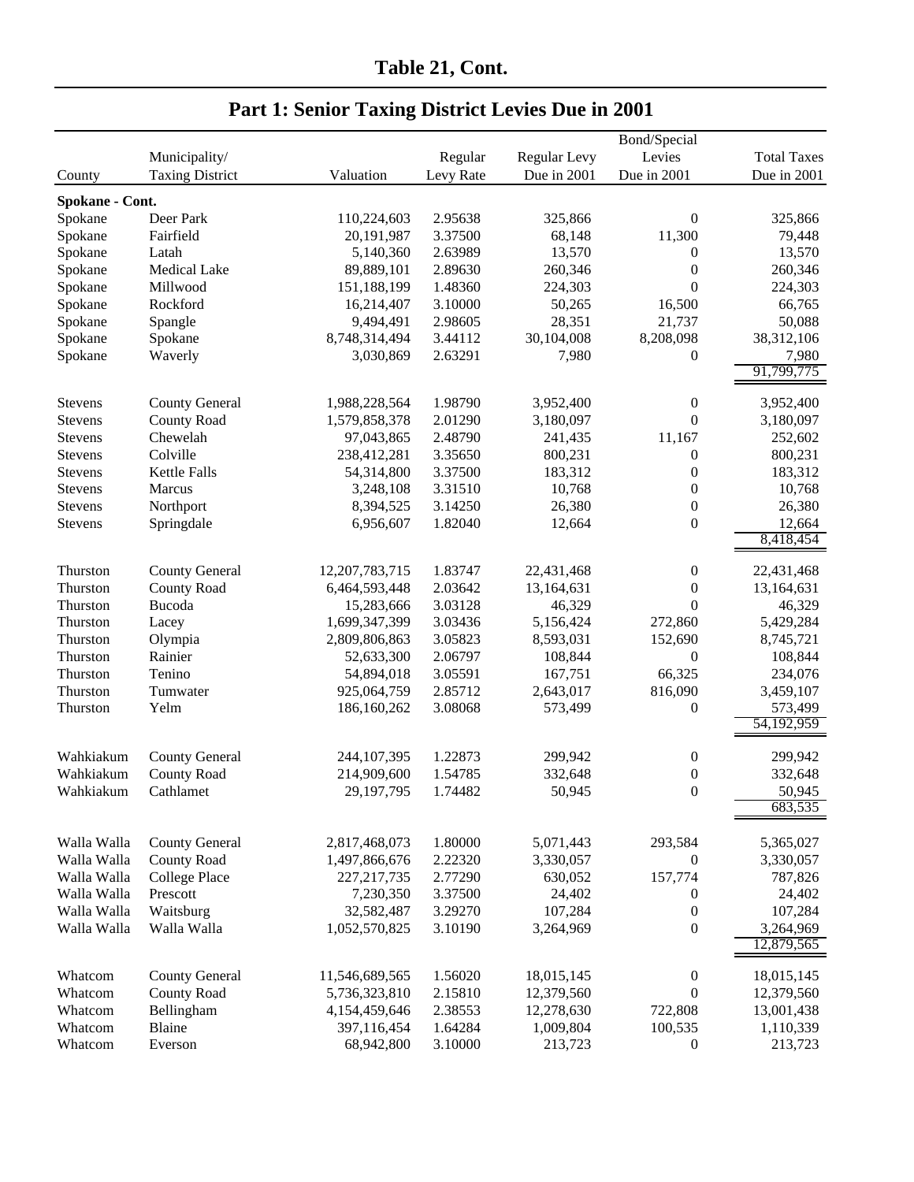## Table 21, Cont.

## Part 1: Senior Taxing District Levies Due in 2001

| County | Municipality/ Taxing District | Valuation | Regular Levy Rate | Regular Levy Due in 2001 | Bond/Special Levies Due in 2001 | Total Taxes Due in 2001 |
|---|---|---|---|---|---|---|
| **Spokane - Cont.** | | | | | | |
| Spokane | Deer Park | 110,224,603 | 2.95638 | 325,866 | 0 | 325,866 |
| Spokane | Fairfield | 20,191,987 | 3.37500 | 68,148 | 11,300 | 79,448 |
| Spokane | Latah | 5,140,360 | 2.63989 | 13,570 | 0 | 13,570 |
| Spokane | Medical Lake | 89,889,101 | 2.89630 | 260,346 | 0 | 260,346 |
| Spokane | Millwood | 151,188,199 | 1.48360 | 224,303 | 0 | 224,303 |
| Spokane | Rockford | 16,214,407 | 3.10000 | 50,265 | 16,500 | 66,765 |
| Spokane | Spangle | 9,494,491 | 2.98605 | 28,351 | 21,737 | 50,088 |
| Spokane | Spokane | 8,748,314,494 | 3.44112 | 30,104,008 | 8,208,098 | 38,312,106 |
| Spokane | Waverly | 3,030,869 | 2.63291 | 7,980 | 0 | 7,980 |
| | | | | | | 91,799,775 |
| Stevens | County General | 1,988,228,564 | 1.98790 | 3,952,400 | 0 | 3,952,400 |
| Stevens | County Road | 1,579,858,378 | 2.01290 | 3,180,097 | 0 | 3,180,097 |
| Stevens | Chewelah | 97,043,865 | 2.48790 | 241,435 | 11,167 | 252,602 |
| Stevens | Colville | 238,412,281 | 3.35650 | 800,231 | 0 | 800,231 |
| Stevens | Kettle Falls | 54,314,800 | 3.37500 | 183,312 | 0 | 183,312 |
| Stevens | Marcus | 3,248,108 | 3.31510 | 10,768 | 0 | 10,768 |
| Stevens | Northport | 8,394,525 | 3.14250 | 26,380 | 0 | 26,380 |
| Stevens | Springdale | 6,956,607 | 1.82040 | 12,664 | 0 | 12,664 |
| | | | | | | 8,418,454 |
| Thurston | County General | 12,207,783,715 | 1.83747 | 22,431,468 | 0 | 22,431,468 |
| Thurston | County Road | 6,464,593,448 | 2.03642 | 13,164,631 | 0 | 13,164,631 |
| Thurston | Bucoda | 15,283,666 | 3.03128 | 46,329 | 0 | 46,329 |
| Thurston | Lacey | 1,699,347,399 | 3.03436 | 5,156,424 | 272,860 | 5,429,284 |
| Thurston | Olympia | 2,809,806,863 | 3.05823 | 8,593,031 | 152,690 | 8,745,721 |
| Thurston | Rainier | 52,633,300 | 2.06797 | 108,844 | 0 | 108,844 |
| Thurston | Tenino | 54,894,018 | 3.05591 | 167,751 | 66,325 | 234,076 |
| Thurston | Tumwater | 925,064,759 | 2.85712 | 2,643,017 | 816,090 | 3,459,107 |
| Thurston | Yelm | 186,160,262 | 3.08068 | 573,499 | 0 | 573,499 |
| | | | | | | 54,192,959 |
| Wahkiakum | County General | 244,107,395 | 1.22873 | 299,942 | 0 | 299,942 |
| Wahkiakum | County Road | 214,909,600 | 1.54785 | 332,648 | 0 | 332,648 |
| Wahkiakum | Cathlamet | 29,197,795 | 1.74482 | 50,945 | 0 | 50,945 |
| | | | | | | 683,535 |
| Walla Walla | County General | 2,817,468,073 | 1.80000 | 5,071,443 | 293,584 | 5,365,027 |
| Walla Walla | County Road | 1,497,866,676 | 2.22320 | 3,330,057 | 0 | 3,330,057 |
| Walla Walla | College Place | 227,217,735 | 2.77290 | 630,052 | 157,774 | 787,826 |
| Walla Walla | Prescott | 7,230,350 | 3.37500 | 24,402 | 0 | 24,402 |
| Walla Walla | Waitsburg | 32,582,487 | 3.29270 | 107,284 | 0 | 107,284 |
| Walla Walla | Walla Walla | 1,052,570,825 | 3.10190 | 3,264,969 | 0 | 3,264,969 |
| | | | | | | 12,879,565 |
| Whatcom | County General | 11,546,689,565 | 1.56020 | 18,015,145 | 0 | 18,015,145 |
| Whatcom | County Road | 5,736,323,810 | 2.15810 | 12,379,560 | 0 | 12,379,560 |
| Whatcom | Bellingham | 4,154,459,646 | 2.38553 | 12,278,630 | 722,808 | 13,001,438 |
| Whatcom | Blaine | 397,116,454 | 1.64284 | 1,009,804 | 100,535 | 1,110,339 |
| Whatcom | Everson | 68,942,800 | 3.10000 | 213,723 | 0 | 213,723 |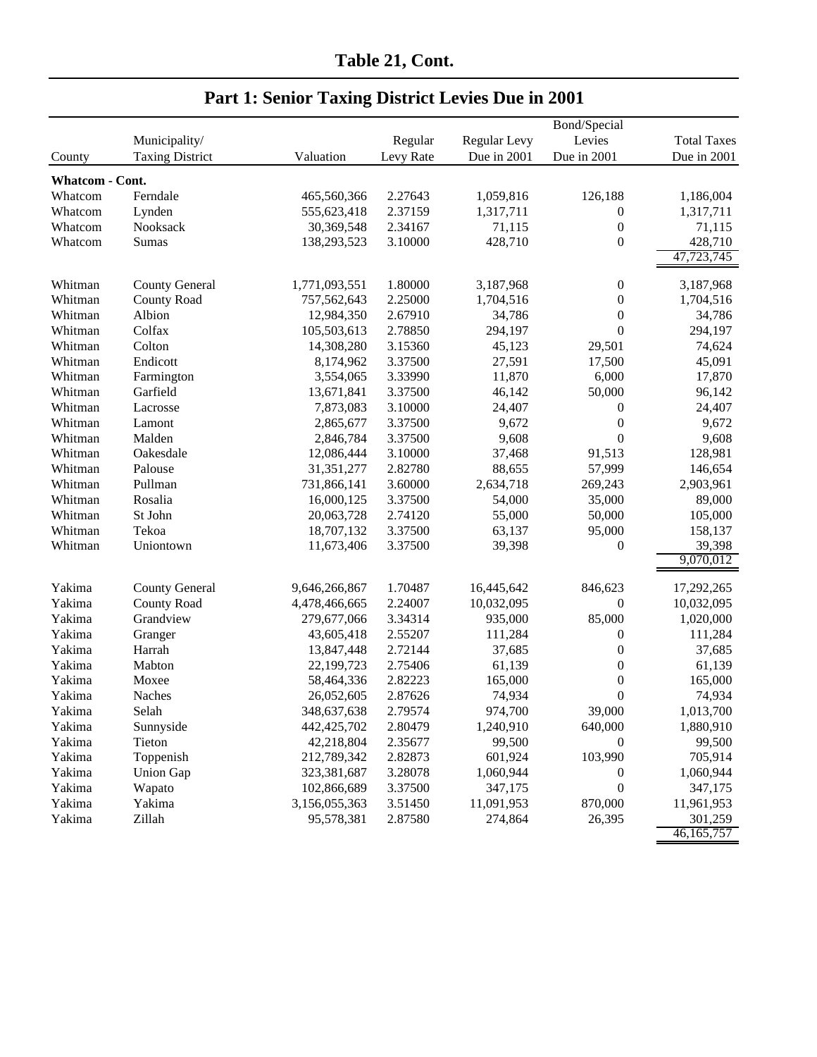# Table 21, Cont.

## Part 1: Senior Taxing District Levies Due in 2001

| County | Municipality/ Taxing District | Valuation | Regular Levy Rate | Regular Levy Due in 2001 | Bond/Special Levies Due in 2001 | Total Taxes Due in 2001 |
|---|---|---|---|---|---|---|
| **Whatcom - Cont.** | | | | | | |
| Whatcom | Ferndale | 465,560,366 | 2.27643 | 1,059,816 | 126,188 | 1,186,004 |
| Whatcom | Lynden | 555,623,418 | 2.37159 | 1,317,711 | 0 | 1,317,711 |
| Whatcom | Nooksack | 30,369,548 | 2.34167 | 71,115 | 0 | 71,115 |
| Whatcom | Sumas | 138,293,523 | 3.10000 | 428,710 | 0 | 428,710 |
| | | | | | | 47,723,745 |
| Whitman | County General | 1,771,093,551 | 1.80000 | 3,187,968 | 0 | 3,187,968 |
| Whitman | County Road | 757,562,643 | 2.25000 | 1,704,516 | 0 | 1,704,516 |
| Whitman | Albion | 12,984,350 | 2.67910 | 34,786 | 0 | 34,786 |
| Whitman | Colfax | 105,503,613 | 2.78850 | 294,197 | 0 | 294,197 |
| Whitman | Colton | 14,308,280 | 3.15360 | 45,123 | 29,501 | 74,624 |
| Whitman | Endicott | 8,174,962 | 3.37500 | 27,591 | 17,500 | 45,091 |
| Whitman | Farmington | 3,554,065 | 3.33990 | 11,870 | 6,000 | 17,870 |
| Whitman | Garfield | 13,671,841 | 3.37500 | 46,142 | 50,000 | 96,142 |
| Whitman | Lacrosse | 7,873,083 | 3.10000 | 24,407 | 0 | 24,407 |
| Whitman | Lamont | 2,865,677 | 3.37500 | 9,672 | 0 | 9,672 |
| Whitman | Malden | 2,846,784 | 3.37500 | 9,608 | 0 | 9,608 |
| Whitman | Oakesdale | 12,086,444 | 3.10000 | 37,468 | 91,513 | 128,981 |
| Whitman | Palouse | 31,351,277 | 2.82780 | 88,655 | 57,999 | 146,654 |
| Whitman | Pullman | 731,866,141 | 3.60000 | 2,634,718 | 269,243 | 2,903,961 |
| Whitman | Rosalia | 16,000,125 | 3.37500 | 54,000 | 35,000 | 89,000 |
| Whitman | St John | 20,063,728 | 2.74120 | 55,000 | 50,000 | 105,000 |
| Whitman | Tekoa | 18,707,132 | 3.37500 | 63,137 | 95,000 | 158,137 |
| Whitman | Uniontown | 11,673,406 | 3.37500 | 39,398 | 0 | 39,398 |
| | | | | | | 9,070,012 |
| Yakima | County General | 9,646,266,867 | 1.70487 | 16,445,642 | 846,623 | 17,292,265 |
| Yakima | County Road | 4,478,466,665 | 2.24007 | 10,032,095 | 0 | 10,032,095 |
| Yakima | Grandview | 279,677,066 | 3.34314 | 935,000 | 85,000 | 1,020,000 |
| Yakima | Granger | 43,605,418 | 2.55207 | 111,284 | 0 | 111,284 |
| Yakima | Harrah | 13,847,448 | 2.72144 | 37,685 | 0 | 37,685 |
| Yakima | Mabton | 22,199,723 | 2.75406 | 61,139 | 0 | 61,139 |
| Yakima | Moxee | 58,464,336 | 2.82223 | 165,000 | 0 | 165,000 |
| Yakima | Naches | 26,052,605 | 2.87626 | 74,934 | 0 | 74,934 |
| Yakima | Selah | 348,637,638 | 2.79574 | 974,700 | 39,000 | 1,013,700 |
| Yakima | Sunnyside | 442,425,702 | 2.80479 | 1,240,910 | 640,000 | 1,880,910 |
| Yakima | Tieton | 42,218,804 | 2.35677 | 99,500 | 0 | 99,500 |
| Yakima | Toppenish | 212,789,342 | 2.82873 | 601,924 | 103,990 | 705,914 |
| Yakima | Union Gap | 323,381,687 | 3.28078 | 1,060,944 | 0 | 1,060,944 |
| Yakima | Wapato | 102,866,689 | 3.37500 | 347,175 | 0 | 347,175 |
| Yakima | Yakima | 3,156,055,363 | 3.51450 | 11,091,953 | 870,000 | 11,961,953 |
| Yakima | Zillah | 95,578,381 | 2.87580 | 274,864 | 26,395 | 301,259 |
| | | | | | | 46,165,757 |